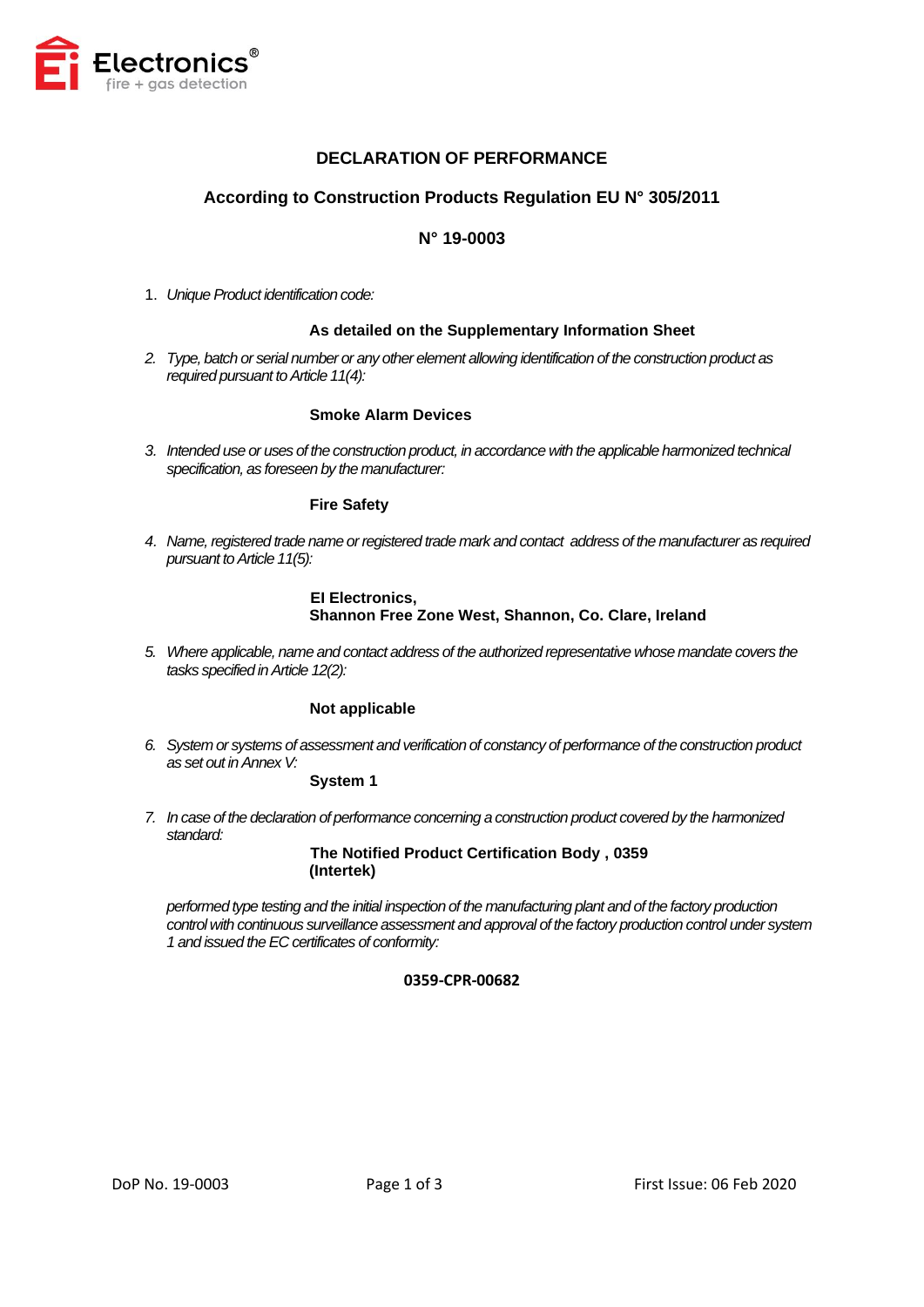# DECLARATION OF PERFORMANCE

## According to Construction Products Regulation EU N° 305/2011

## N° 19-0003

1. *Unique Product identification code:*

   **As detailed on the Supplementary Information Sheet**

2. *Type, batch or serial number or any other element allowing identification of the construction product as required pursuant to Article 11(4):*

   **Smoke Alarm Devices**

3. *Intended use or uses of the construction product, in accordance with the applicable harmonized technical specification, as foreseen by the manufacturer:*

   **Fire Safety**

4. *Name, registered trade name or registered trade mark and contact address of the manufacturer as required pursuant to Article 11(5):*

   **EI Electronics,**
   **Shannon Free Zone West, Shannon, Co. Clare, Ireland**

5. *Where applicable, name and contact address of the authorized representative whose mandate covers the tasks specified in Article 12(2):*

   **Not applicable**

6. *System or systems of assessment and verification of constancy of performance of the construction product as set out in Annex V:*

   **System 1**

7. *In case of the declaration of performance concerning a construction product covered by the harmonized standard:*

   **The Notified Product Certification Body , 0359**
   **(Intertek)**

   *performed type testing and the initial inspection of the manufacturing plant and of the factory production control with continuous surveillance assessment and approval of the factory production control under system 1 and issued the EC certificates of conformity:*

   **0359-CPR-00682**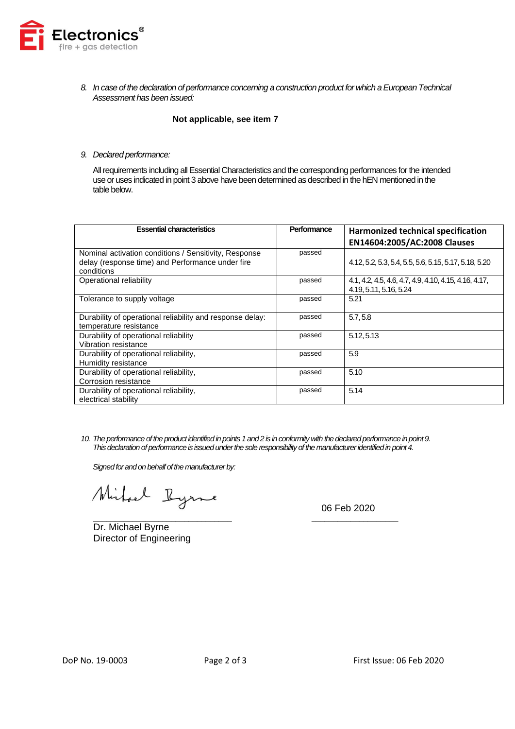8. *In case of the declaration of performance concerning a construction product for which a European Technical Assessment has been issued:*

**Not applicable, see item 7**

9. *Declared performance:*

All requirements including all Essential Characteristics and the corresponding performances for the intended use or uses indicated in point 3 above have been determined as described in the hEN mentioned in the table below.

| Essential characteristics | Performance | Harmonized technical specification EN14604:2005/AC:2008 Clauses |
|---|---|---|
| Nominal activation conditions / Sensitivity, Response delay (response time) and Performance under fire conditions | passed | 4.12, 5.2, 5.3, 5.4, 5.5, 5.6, 5.15, 5.17, 5.18, 5.20 |
| Operational reliability | passed | 4.1, 4.2, 4.5, 4.6, 4.7, 4.9, 4.10, 4.15, 4.16, 4.17, 4.19, 5.11, 5.16, 5.24 |
| Tolerance to supply voltage | passed | 5.21 |
| Durability of operational reliability and response delay: temperature resistance | passed | 5.7, 5.8 |
| Durability of operational reliability Vibration resistance | passed | 5.12, 5.13 |
| Durability of operational reliability, Humidity resistance | passed | 5.9 |
| Durability of operational reliability, Corrosion resistance | passed | 5.10 |
| Durability of operational reliability, electrical stability | passed | 5.14 |

10. *The performance of the product identified in points 1 and 2 is in conformity with the declared performance in point 9. This declaration of performance is issued under the sole responsibility of the manufacturer identified in point 4.*

*Signed for and on behalf of the manufacturer by:*

Michael Byrne

Dr. Michael Byrne
Director of Engineering

06 Feb 2020

DoP No. 19-0003 First Issue: 06 Feb 2020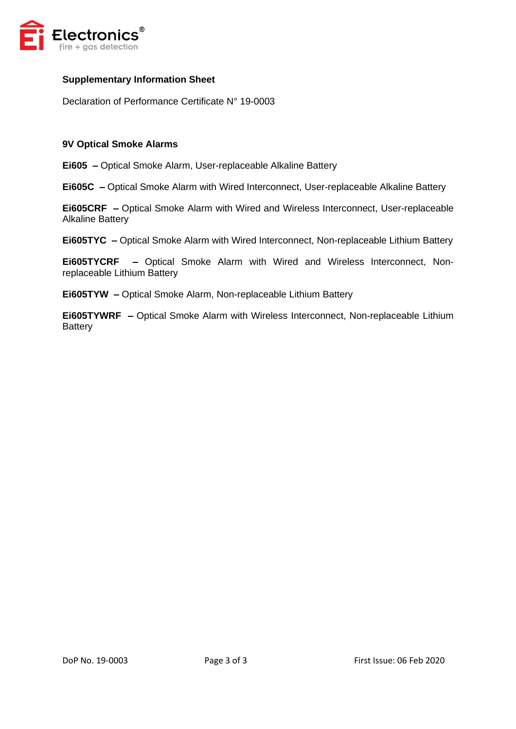**Supplementary Information Sheet**

Declaration of Performance Certificate N° 19-0003

**9V Optical Smoke Alarms**

**Ei605 –** Optical Smoke Alarm, User-replaceable Alkaline Battery

**Ei605C –** Optical Smoke Alarm with Wired Interconnect, User-replaceable Alkaline Battery

**Ei605CRF –** Optical Smoke Alarm with Wired and Wireless Interconnect, User-replaceable Alkaline Battery

**Ei605TYC –** Optical Smoke Alarm with Wired Interconnect, Non-replaceable Lithium Battery

**Ei605TYCRF –** Optical Smoke Alarm with Wired and Wireless Interconnect, Non-replaceable Lithium Battery

**Ei605TYW –** Optical Smoke Alarm, Non-replaceable Lithium Battery

**Ei605TYWRF –** Optical Smoke Alarm with Wireless Interconnect, Non-replaceable Lithium Battery